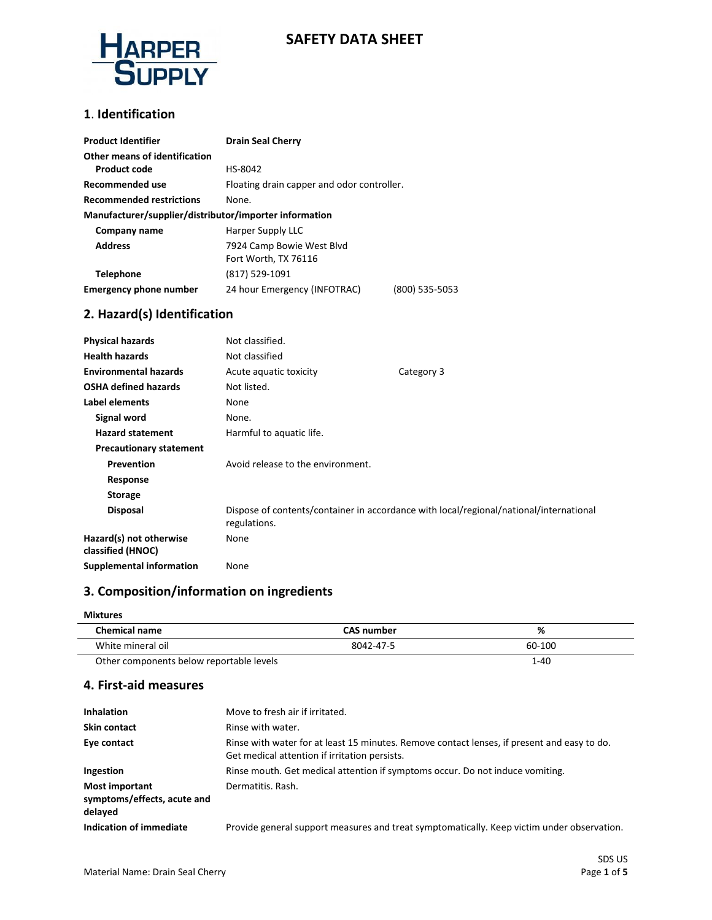# SAFETY DATA SHEET

## 1. Identification

| | | |
|---|---|---|
| **Product Identifier** | **Drain Seal Cherry** | |
| **Other means of identification** | | |
| **Product code** | HS-8042 | |
| **Recommended use** | Floating drain capper and odor controller. | |
| **Recommended restrictions** | None. | |
| **Manufacturer/supplier/distributor/importer information** | | |
| **Company name** | Harper Supply LLC | |
| **Address** | 7924 Camp Bowie West Blvd<br>Fort Worth, TX 76116 | |
| **Telephone** | (817) 529-1091 | |
| **Emergency phone number** | 24 hour Emergency (INFOTRAC) | (800) 535-5053 |

## 2. Hazard(s) Identification

| | | |
|---|---|---|
| **Physical hazards** | Not classified. | |
| **Health hazards** | Not classified | |
| **Environmental hazards** | Acute aquatic toxicity | Category 3 |
| **OSHA defined hazards** | Not listed. | |
| **Label elements** | None | |
| **Signal word** | None. | |
| **Hazard statement** | Harmful to aquatic life. | |
| **Precautionary statement** | | |
| **Prevention** | Avoid release to the environment. | |
| **Response** | | |
| **Storage** | | |
| **Disposal** | Dispose of contents/container in accordance with local/regional/national/international regulations. | |
| **Hazard(s) not otherwise classified (HNOC)** | None | |
| **Supplemental information** | None | |

## 3. Composition/information on ingredients

**Mixtures**

| Chemical name | CAS number | % |
|---|---|---|
| White mineral oil | 8042-47-5 | 60-100 |
| Other components below reportable levels | | 1-40 |

## 4. First-aid measures

| | |
|---|---|
| **Inhalation** | Move to fresh air if irritated. |
| **Skin contact** | Rinse with water. |
| **Eye contact** | Rinse with water for at least 15 minutes. Remove contact lenses, if present and easy to do. Get medical attention if irritation persists. |
| **Ingestion** | Rinse mouth. Get medical attention if symptoms occur. Do not induce vomiting. |
| **Most important symptoms/effects, acute and delayed** | Dermatitis. Rash. |
| **Indication of immediate** | Provide general support measures and treat symptomatically. Keep victim under observation. |

Material Name: Drain Seal Cherry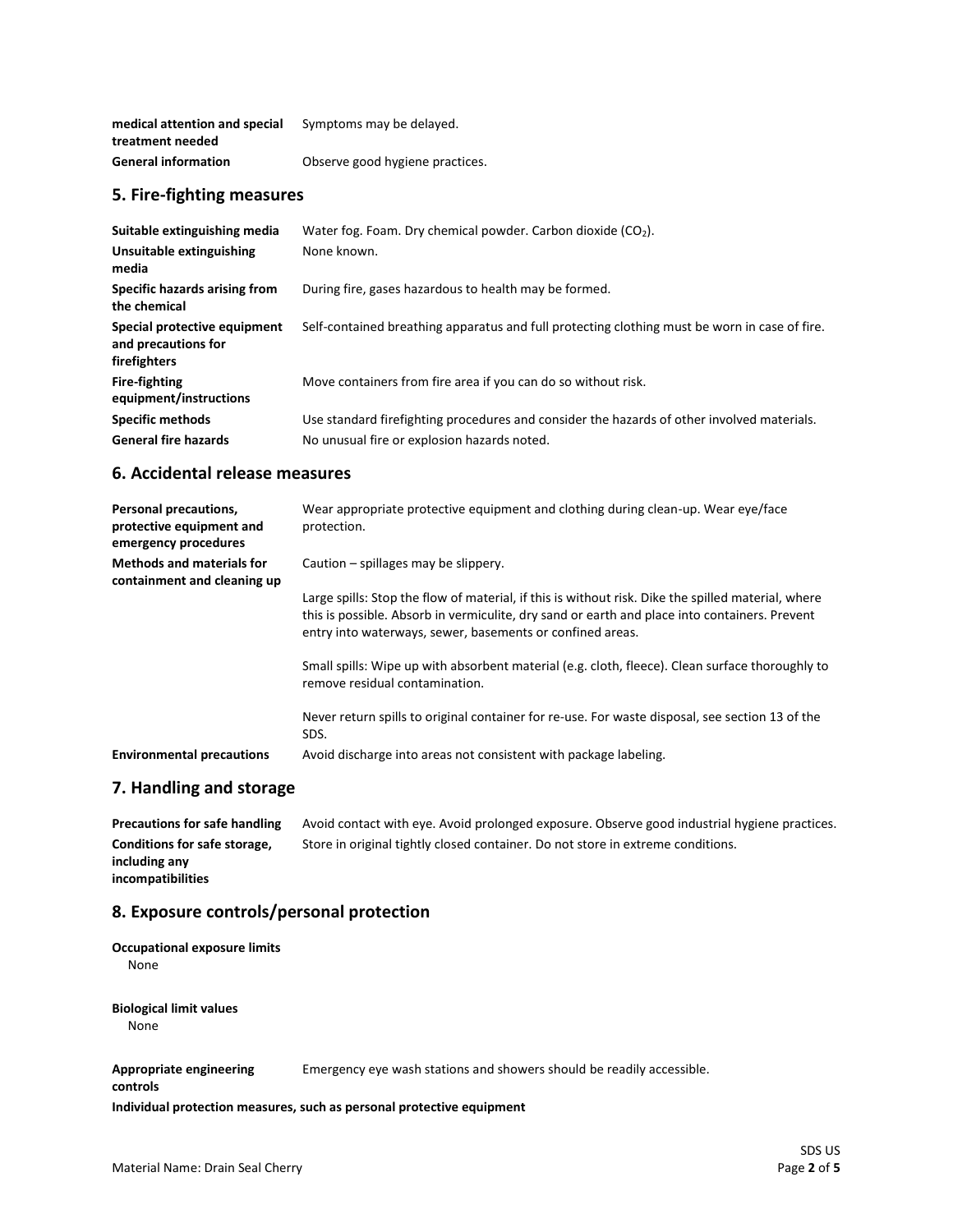| | |
|---|---|
| **medical attention and special treatment needed** | Symptoms may be delayed. |
| **General information** | Observe good hygiene practices. |

## 5. Fire-fighting measures

| | |
|---|---|
| **Suitable extinguishing media** | Water fog. Foam. Dry chemical powder. Carbon dioxide ($CO_2$). |
| **Unsuitable extinguishing media** | None known. |
| **Specific hazards arising from the chemical** | During fire, gases hazardous to health may be formed. |
| **Special protective equipment and precautions for firefighters** | Self-contained breathing apparatus and full protecting clothing must be worn in case of fire. |
| **Fire-fighting equipment/instructions** | Move containers from fire area if you can do so without risk. |
| **Specific methods** | Use standard firefighting procedures and consider the hazards of other involved materials. |
| **General fire hazards** | No unusual fire or explosion hazards noted. |

## 6. Accidental release measures

**Personal precautions, protective equipment and emergency procedures**
Wear appropriate protective equipment and clothing during clean-up. Wear eye/face protection.

**Methods and materials for containment and cleaning up**
Caution – spillages may be slippery.

Large spills: Stop the flow of material, if this is without risk. Dike the spilled material, where this is possible. Absorb in vermiculite, dry sand or earth and place into containers. Prevent entry into waterways, sewer, basements or confined areas.

Small spills: Wipe up with absorbent material (e.g. cloth, fleece). Clean surface thoroughly to remove residual contamination.

Never return spills to original container for re-use. For waste disposal, see section 13 of the SDS.

**Environmental precautions**
Avoid discharge into areas not consistent with package labeling.

## 7. Handling and storage

| | |
|---|---|
| **Precautions for safe handling** | Avoid contact with eye. Avoid prolonged exposure. Observe good industrial hygiene practices. |
| **Conditions for safe storage, including any incompatibilities** | Store in original tightly closed container. Do not store in extreme conditions. |

## 8. Exposure controls/personal protection

**Occupational exposure limits**

None

**Biological limit values**

None

**Appropriate engineering controls**
Emergency eye wash stations and showers should be readily accessible.

**Individual protection measures, such as personal protective equipment**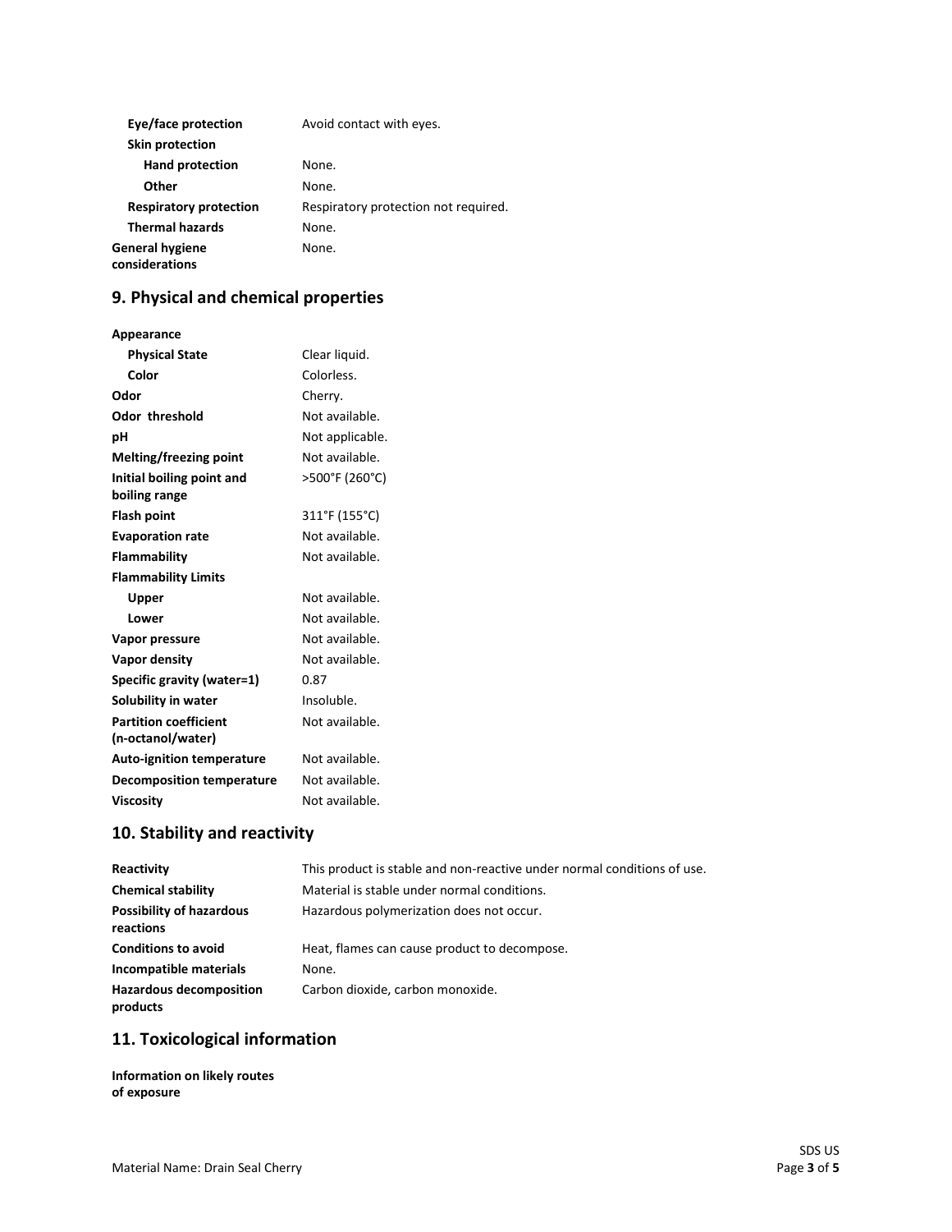| | |
|---|---|
| **Eye/face protection** | Avoid contact with eyes. |
| **Skin protection** | |
| **Hand protection** | None. |
| **Other** | None. |
| **Respiratory protection** | Respiratory protection not required. |
| **Thermal hazards** | None. |
| **General hygiene considerations** | None. |

## 9. Physical and chemical properties

| | |
|---|---|
| **Appearance** | |
| **Physical State** | Clear liquid. |
| **Color** | Colorless. |
| **Odor** | Cherry. |
| **Odor threshold** | Not available. |
| **pH** | Not applicable. |
| **Melting/freezing point** | Not available. |
| **Initial boiling point and boiling range** | >500°F (260°C) |
| **Flash point** | 311°F (155°C) |
| **Evaporation rate** | Not available. |
| **Flammability** | Not available. |
| **Flammability Limits** | |
| **Upper** | Not available. |
| **Lower** | Not available. |
| **Vapor pressure** | Not available. |
| **Vapor density** | Not available. |
| **Specific gravity (water=1)** | 0.87 |
| **Solubility in water** | Insoluble. |
| **Partition coefficient (n-octanol/water)** | Not available. |
| **Auto-ignition temperature** | Not available. |
| **Decomposition temperature** | Not available. |
| **Viscosity** | Not available. |

## 10. Stability and reactivity

| | |
|---|---|
| **Reactivity** | This product is stable and non-reactive under normal conditions of use. |
| **Chemical stability** | Material is stable under normal conditions. |
| **Possibility of hazardous reactions** | Hazardous polymerization does not occur. |
| **Conditions to avoid** | Heat, flames can cause product to decompose. |
| **Incompatible materials** | None. |
| **Hazardous decomposition products** | Carbon dioxide, carbon monoxide. |

## 11. Toxicological information

**Information on likely routes of exposure**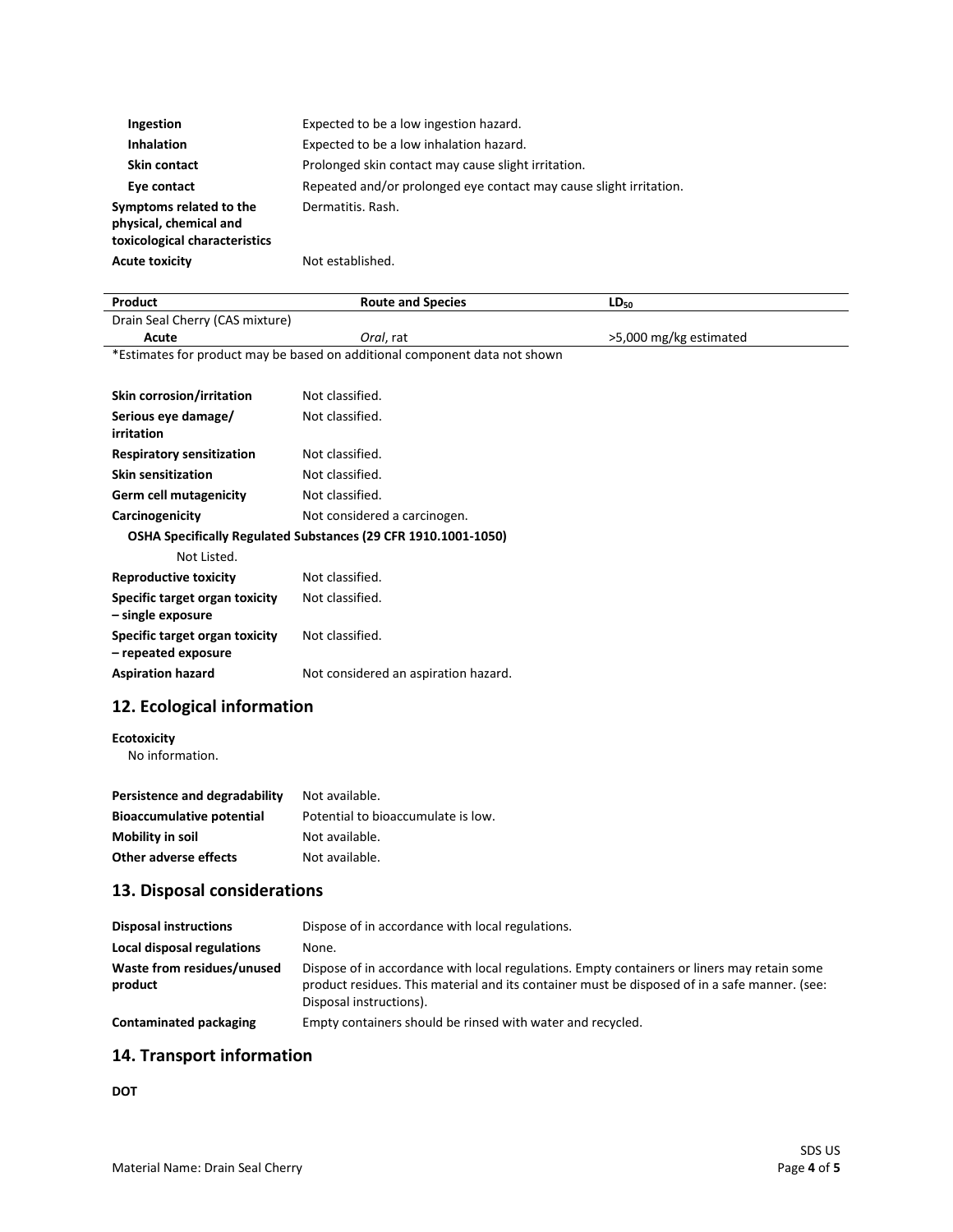| | |
|---|---|
| **Ingestion** | Expected to be a low ingestion hazard. |
| **Inhalation** | Expected to be a low inhalation hazard. |
| **Skin contact** | Prolonged skin contact may cause slight irritation. |
| **Eye contact** | Repeated and/or prolonged eye contact may cause slight irritation. |
| **Symptoms related to the physical, chemical and toxicological characteristics** | Dermatitis. Rash. |
| **Acute toxicity** | Not established. |

| Product | Route and Species | $LD_{50}$ |
|---|---|---|
| Drain Seal Cherry (CAS mixture) | | |
| **Acute** | *Oral*, rat | >5,000 mg/kg estimated |

*Estimates for product may be based on additional component data not shown

| | |
|---|---|
| **Skin corrosion/irritation** | Not classified. |
| **Serious eye damage/ irritation** | Not classified. |
| **Respiratory sensitization** | Not classified. |
| **Skin sensitization** | Not classified. |
| **Germ cell mutagenicity** | Not classified. |
| **Carcinogenicity** | Not considered a carcinogen. |

**OSHA Specifically Regulated Substances (29 CFR 1910.1001-1050)**

Not Listed.

| | |
|---|---|
| **Reproductive toxicity** | Not classified. |
| **Specific target organ toxicity – single exposure** | Not classified. |
| **Specific target organ toxicity – repeated exposure** | Not classified. |
| **Aspiration hazard** | Not considered an aspiration hazard. |

## 12. Ecological information

**Ecotoxicity**

No information.

| | |
|---|---|
| **Persistence and degradability** | Not available. |
| **Bioaccumulative potential** | Potential to bioaccumulate is low. |
| **Mobility in soil** | Not available. |
| **Other adverse effects** | Not available. |

## 13. Disposal considerations

| | |
|---|---|
| **Disposal instructions** | Dispose of in accordance with local regulations. |
| **Local disposal regulations** | None. |
| **Waste from residues/unused product** | Dispose of in accordance with local regulations. Empty containers or liners may retain some product residues. This material and its container must be disposed of in a safe manner. (see: Disposal instructions). |
| **Contaminated packaging** | Empty containers should be rinsed with water and recycled. |

## 14. Transport information

**DOT**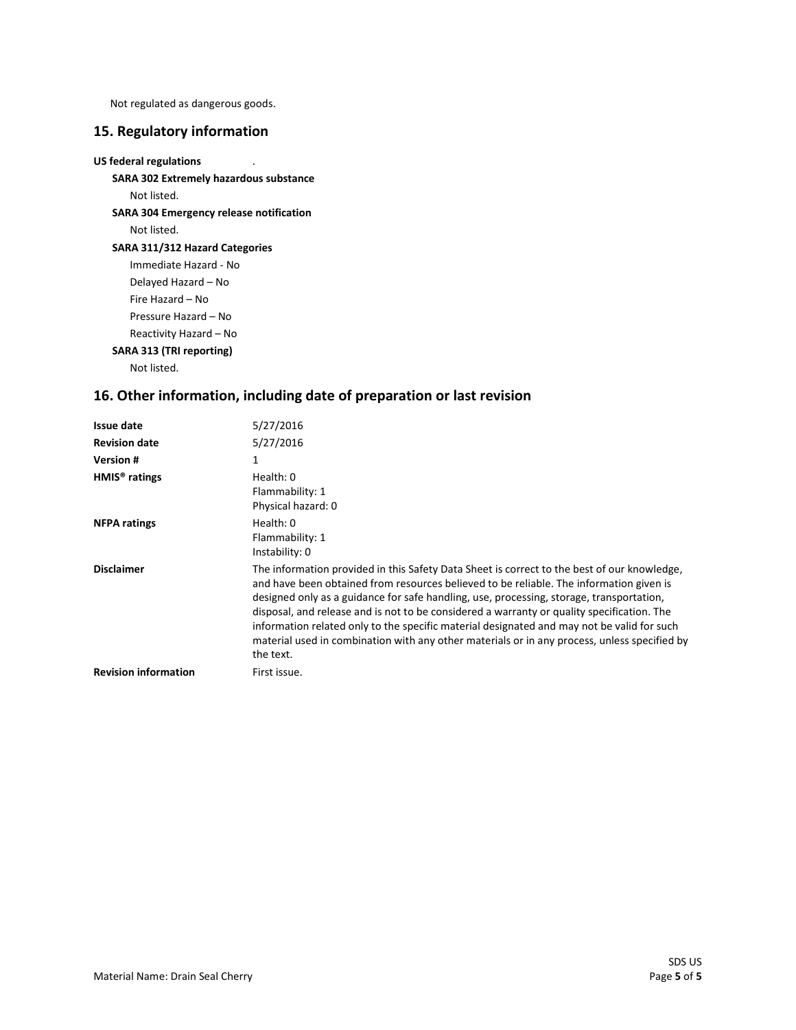Not regulated as dangerous goods.

## 15. Regulatory information

**US federal regulations** .

**SARA 302 Extremely hazardous substance**

Not listed.

**SARA 304 Emergency release notification**

Not listed.

**SARA 311/312 Hazard Categories**

Immediate Hazard - No

Delayed Hazard – No

Fire Hazard – No

Pressure Hazard – No

Reactivity Hazard – No

**SARA 313 (TRI reporting)**

Not listed.

## 16. Other information, including date of preparation or last revision

| | |
|---|---|
| **Issue date** | 5/27/2016 |
| **Revision date** | 5/27/2016 |
| **Version #** | 1 |
| **HMIS® ratings** | Health: 0<br>Flammability: 1<br>Physical hazard: 0 |
| **NFPA ratings** | Health: 0<br>Flammability: 1<br>Instability: 0 |
| **Disclaimer** | The information provided in this Safety Data Sheet is correct to the best of our knowledge, and have been obtained from resources believed to be reliable. The information given is designed only as a guidance for safe handling, use, processing, storage, transportation, disposal, and release and is not to be considered a warranty or quality specification. The information related only to the specific material designated and may not be valid for such material used in combination with any other materials or in any process, unless specified by the text. |
| **Revision information** | First issue. |

Material Name: Drain Seal Cherry